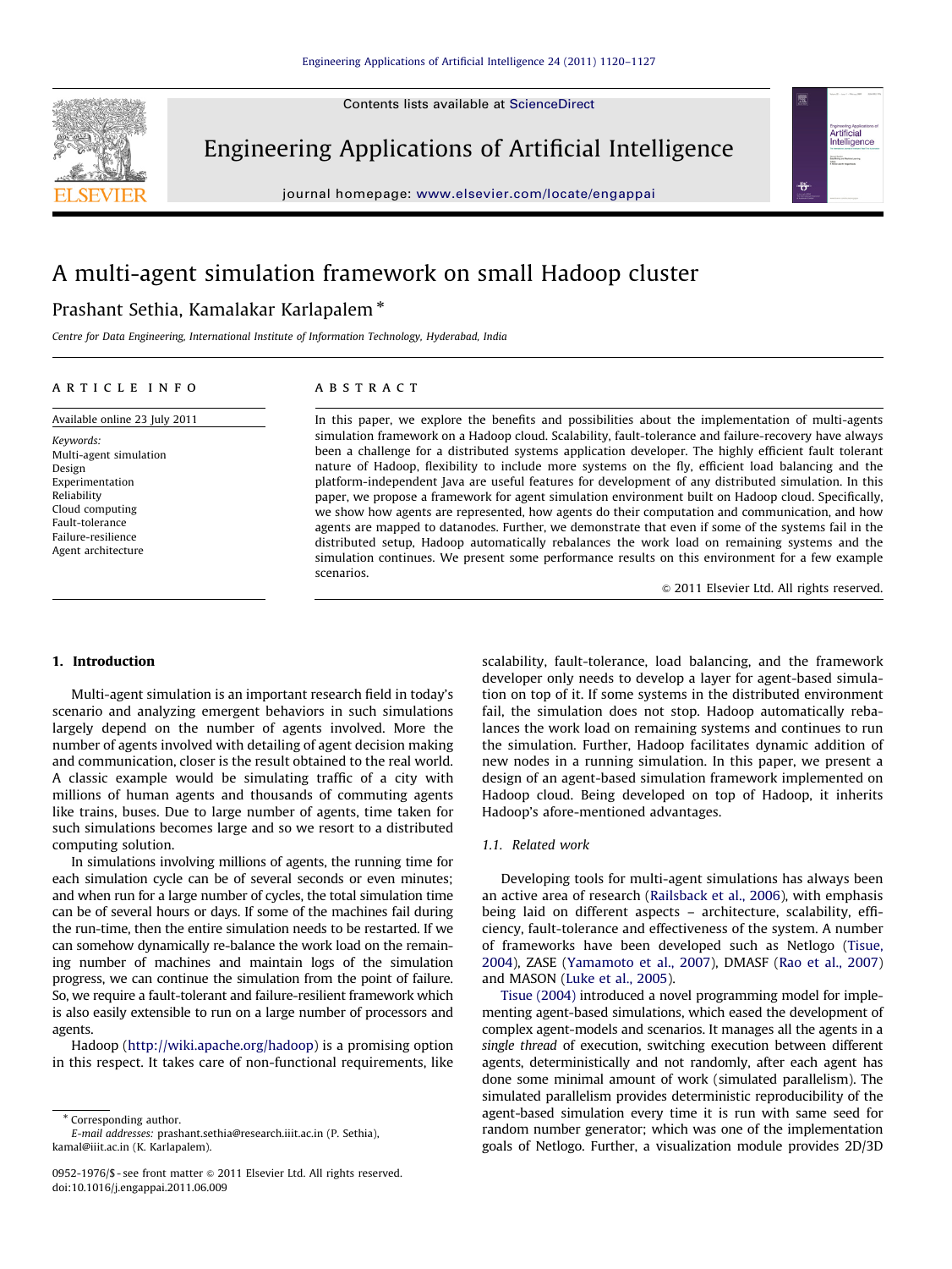# A multi-agent simulation framework on small Hadoop cluster

Prashant Sethia, Kamalakar Karlapalem *

*Centre for Data Engineering, International Institute of Information Technology, Hyderabad, India*

## ARTICLE INFO

Available online 23 July 2011

*Keywords:*
Multi-agent simulation
Design
Experimentation
Reliability
Cloud computing
Fault-tolerance
Failure-resilience
Agent architecture

## ABSTRACT

In this paper, we explore the benefits and possibilities about the implementation of multi-agents simulation framework on a Hadoop cloud. Scalability, fault-tolerance and failure-recovery have always been a challenge for a distributed systems application developer. The highly efficient fault tolerant nature of Hadoop, flexibility to include more systems on the fly, efficient load balancing and the platform-independent Java are useful features for development of any distributed simulation. In this paper, we propose a framework for agent simulation environment built on Hadoop cloud. Specifically, we show how agents are represented, how agents do their computation and communication, and how agents are mapped to datanodes. Further, we demonstrate that even if some of the systems fail in the distributed setup, Hadoop automatically rebalances the work load on remaining systems and the simulation continues. We present some performance results on this environment for a few example scenarios.

© 2011 Elsevier Ltd. All rights reserved.

## 1. Introduction

Multi-agent simulation is an important research field in today's scenario and analyzing emergent behaviors in such simulations largely depend on the number of agents involved. More the number of agents involved with detailing of agent decision making and communication, closer is the result obtained to the real world. A classic example would be simulating traffic of a city with millions of human agents and thousands of commuting agents like trains, buses. Due to large number of agents, time taken for such simulations becomes large and so we resort to a distributed computing solution.

In simulations involving millions of agents, the running time for each simulation cycle can be of several seconds or even minutes; and when run for a large number of cycles, the total simulation time can be of several hours or days. If some of the machines fail during the run-time, then the entire simulation needs to be restarted. If we can somehow dynamically re-balance the work load on the remaining number of machines and maintain logs of the simulation progress, we can continue the simulation from the point of failure. So, we require a fault-tolerant and failure-resilient framework which is also easily extensible to run on a large number of processors and agents.

Hadoop (http://wiki.apache.org/hadoop) is a promising option in this respect. It takes care of non-functional requirements, like scalability, fault-tolerance, load balancing, and the framework developer only needs to develop a layer for agent-based simulation on top of it. If some systems in the distributed environment fail, the simulation does not stop. Hadoop automatically rebalances the work load on remaining systems and continues to run the simulation. Further, Hadoop facilitates dynamic addition of new nodes in a running simulation. In this paper, we present a design of an agent-based simulation framework implemented on Hadoop cloud. Being developed on top of Hadoop, it inherits Hadoop's afore-mentioned advantages.

### 1.1. Related work

Developing tools for multi-agent simulations has always been an active area of research (Railsback et al., 2006), with emphasis being laid on different aspects – architecture, scalability, efficiency, fault-tolerance and effectiveness of the system. A number of frameworks have been developed such as Netlogo (Tisue, 2004), ZASE (Yamamoto et al., 2007), DMASF (Rao et al., 2007) and MASON (Luke et al., 2005).

Tisue (2004) introduced a novel programming model for implementing agent-based simulations, which eased the development of complex agent-models and scenarios. It manages all the agents in a *single thread* of execution, switching execution between different agents, deterministically and not randomly, after each agent has done some minimal amount of work (simulated parallelism). The simulated parallelism provides deterministic reproducibility of the agent-based simulation every time it is run with same seed for random number generator; which was one of the implementation goals of Netlogo. Further, a visualization module provides 2D/3D

---

* Corresponding author.
*E-mail addresses:* prashant.sethia@research.iiit.ac.in (P. Sethia), kamal@iiit.ac.in (K. Karlapalem).

0952-1976/$ - see front matter © 2011 Elsevier Ltd. All rights reserved.
doi:10.1016/j.engappai.2011.06.009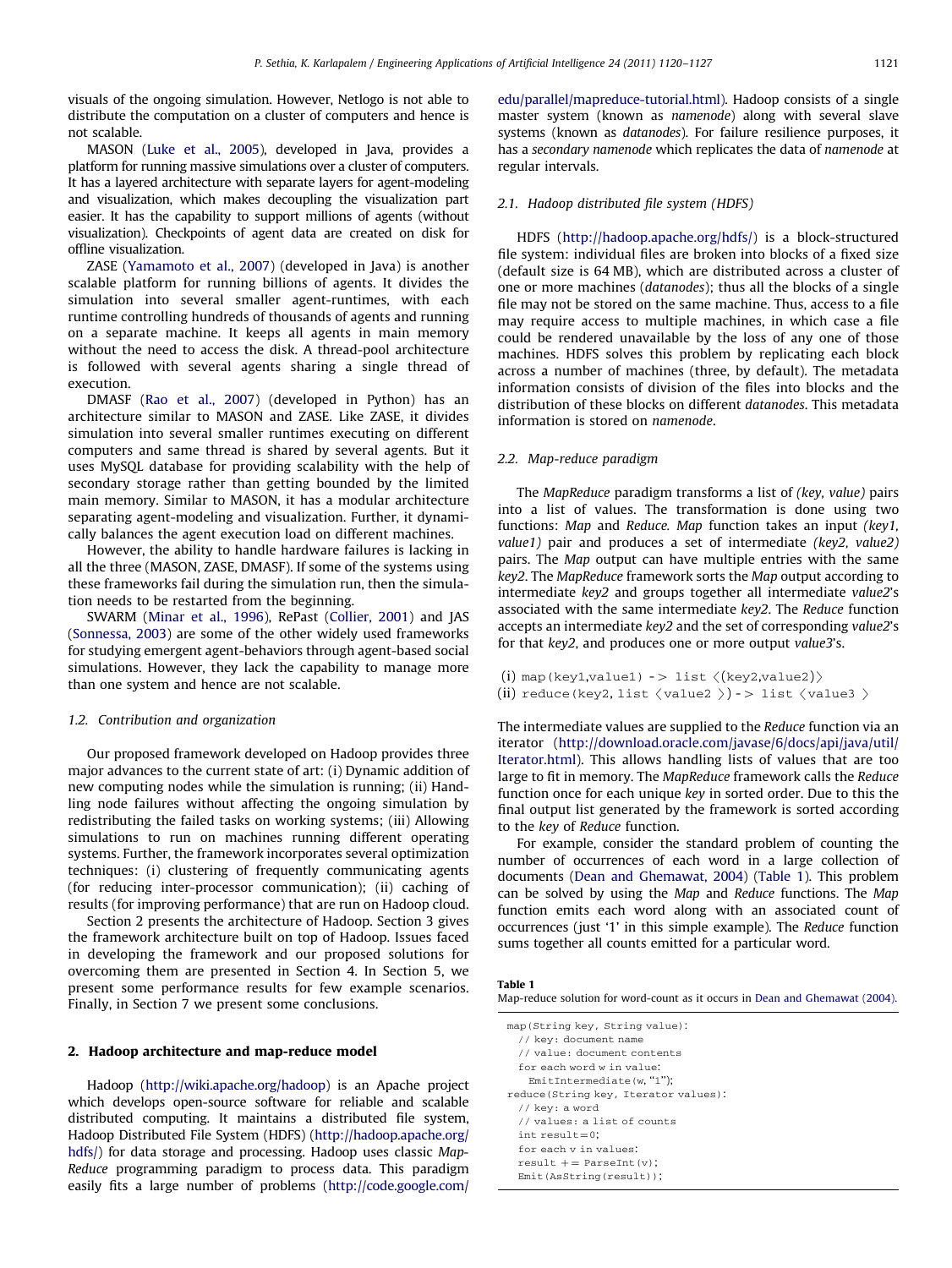visuals of the ongoing simulation. However, Netlogo is not able to distribute the computation on a cluster of computers and hence is not scalable.

MASON (Luke et al., 2005), developed in Java, provides a platform for running massive simulations over a cluster of computers. It has a layered architecture with separate layers for agent-modeling and visualization, which makes decoupling the visualization part easier. It has the capability to support millions of agents (without visualization). Checkpoints of agent data are created on disk for offline visualization.

ZASE (Yamamoto et al., 2007) (developed in Java) is another scalable platform for running billions of agents. It divides the simulation into several smaller agent-runtimes, with each runtime controlling hundreds of thousands of agents and running on a separate machine. It keeps all agents in main memory without the need to access the disk. A thread-pool architecture is followed with several agents sharing a single thread of execution.

DMASF (Rao et al., 2007) (developed in Python) has an architecture similar to MASON and ZASE. Like ZASE, it divides simulation into several smaller runtimes executing on different computers and same thread is shared by several agents. But it uses MySQL database for providing scalability with the help of secondary storage rather than getting bounded by the limited main memory. Similar to MASON, it has a modular architecture separating agent-modeling and visualization. Further, it dynamically balances the agent execution load on different machines.

However, the ability to handle hardware failures is lacking in all the three (MASON, ZASE, DMASF). If some of the systems using these frameworks fail during the simulation run, then the simulation needs to be restarted from the beginning.

SWARM (Minar et al., 1996), RePast (Collier, 2001) and JAS (Sonnessa, 2003) are some of the other widely used frameworks for studying emergent agent-behaviors through agent-based social simulations. However, they lack the capability to manage more than one system and hence are not scalable.

### 1.2. Contribution and organization

Our proposed framework developed on Hadoop provides three major advances to the current state of art: (i) Dynamic addition of new computing nodes while the simulation is running; (ii) Handling node failures without affecting the ongoing simulation by redistributing the failed tasks on working systems; (iii) Allowing simulations to run on machines running different operating systems. Further, the framework incorporates several optimization techniques: (i) clustering of frequently communicating agents (for reducing inter-processor communication); (ii) caching of results (for improving performance) that are run on Hadoop cloud.

Section 2 presents the architecture of Hadoop. Section 3 gives the framework architecture built on top of Hadoop. Issues faced in developing the framework and our proposed solutions for overcoming them are presented in Section 4. In Section 5, we present some performance results for few example scenarios. Finally, in Section 7 we present some conclusions.

## 2. Hadoop architecture and map-reduce model

Hadoop (http://wiki.apache.org/hadoop) is an Apache project which develops open-source software for reliable and scalable distributed computing. It maintains a distributed file system, Hadoop Distributed File System (HDFS) (http://hadoop.apache.org/hdfs/) for data storage and processing. Hadoop uses classic *Map-Reduce* programming paradigm to process data. This paradigm easily fits a large number of problems (http://code.google.com/edu/parallel/mapreduce-tutorial.html). Hadoop consists of a single master system (known as *namenode*) along with several slave systems (known as *datanodes*). For failure resilience purposes, it has a *secondary namenode* which replicates the data of *namenode* at regular intervals.

### 2.1. Hadoop distributed file system (HDFS)

HDFS (http://hadoop.apache.org/hdfs/) is a block-structured file system: individual files are broken into blocks of a fixed size (default size is 64 MB), which are distributed across a cluster of one or more machines (*datanodes*); thus all the blocks of a single file may not be stored on the same machine. Thus, access to a file may require access to multiple machines, in which case a file could be rendered unavailable by the loss of any one of those machines. HDFS solves this problem by replicating each block across a number of machines (three, by default). The metadata information consists of division of the files into blocks and the distribution of these blocks on different *datanodes*. This metadata information is stored on *namenode*.

### 2.2. Map-reduce paradigm

The *MapReduce* paradigm transforms a list of *(key, value)* pairs into a list of values. The transformation is done using two functions: *Map* and *Reduce*. *Map* function takes an input *(key1, value1)* pair and produces a set of intermediate *(key2, value2)* pairs. The *Map* output can have multiple entries with the same *key2*. The *MapReduce* framework sorts the *Map* output according to intermediate *key2* and groups together all intermediate *value2*'s associated with the same intermediate *key2*. The *Reduce* function accepts an intermediate *key2* and the set of corresponding *value2*'s for that *key2*, and produces one or more output *value3*'s.

```
(i) map(key1,value1) -> list <(key2,value2)>
(ii) reduce(key2, list <value2 >) -> list <value3 >
```

The intermediate values are supplied to the *Reduce* function via an iterator (http://download.oracle.com/javase/6/docs/api/java/util/Iterator.html). This allows handling lists of values that are too large to fit in memory. The *MapReduce* framework calls the *Reduce* function once for each unique *key* in sorted order. Due to this the final output list generated by the framework is sorted according to the *key* of *Reduce* function.

For example, consider the standard problem of counting the number of occurrences of each word in a large collection of documents (Dean and Ghemawat, 2004) (Table 1). This problem can be solved by using the *Map* and *Reduce* functions. The *Map* function emits each word along with an associated count of occurrences (just '1' in this simple example). The *Reduce* function sums together all counts emitted for a particular word.

**Table 1**
Map-reduce solution for word-count as it occurs in Dean and Ghemawat (2004).

```
map(String key, String value):
  // key: document name
  // value: document contents
  for each word w in value:
    EmitIntermediate(w, "1");
reduce(String key, Iterator values):
  // key: a word
  // values: a list of counts
  int result=0;
  for each v in values:
  result += ParseInt(v);
  Emit(AsString(result));
```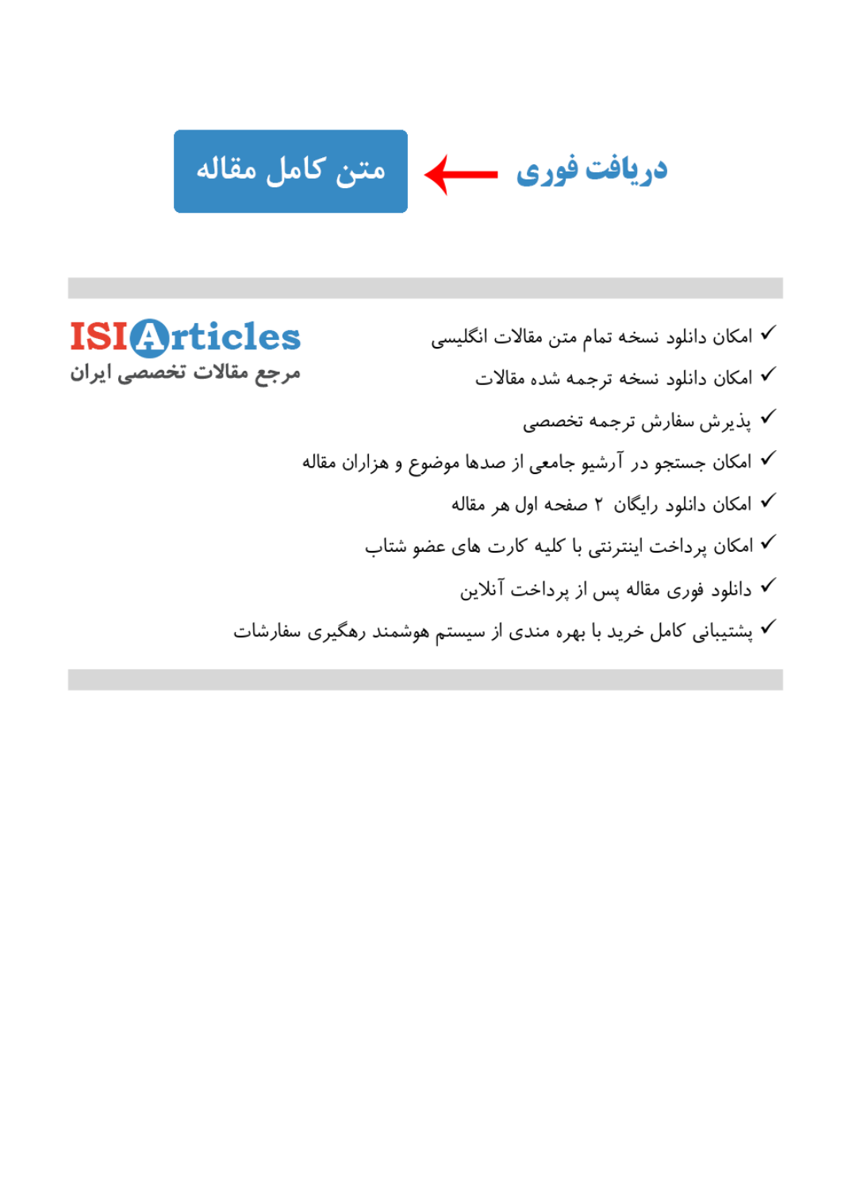دریافت فوری ← متن کامل مقاله

ISIArticles

مرجع مقالات تخصصی ایران

- ✓ امکان دانلود نسخه تمام متن مقالات انگلیسی
- ✓ امکان دانلود نسخه ترجمه شده مقالات
- ✓ پذیرش سفارش ترجمه تخصصی
- ✓ امکان جستجو در آرشیو جامعی از صدها موضوع و هزاران مقاله
- ✓ امکان دانلود رایگان ۲ صفحه اول هر مقاله
- ✓ امکان پرداخت اینترنتی با کلیه کارت های عضو شتاب
- ✓ دانلود فوری مقاله پس از پرداخت آنلاین
- ✓ پشتیبانی کامل خرید با بهره مندی از سیستم هوشمند رهگیری سفارشات